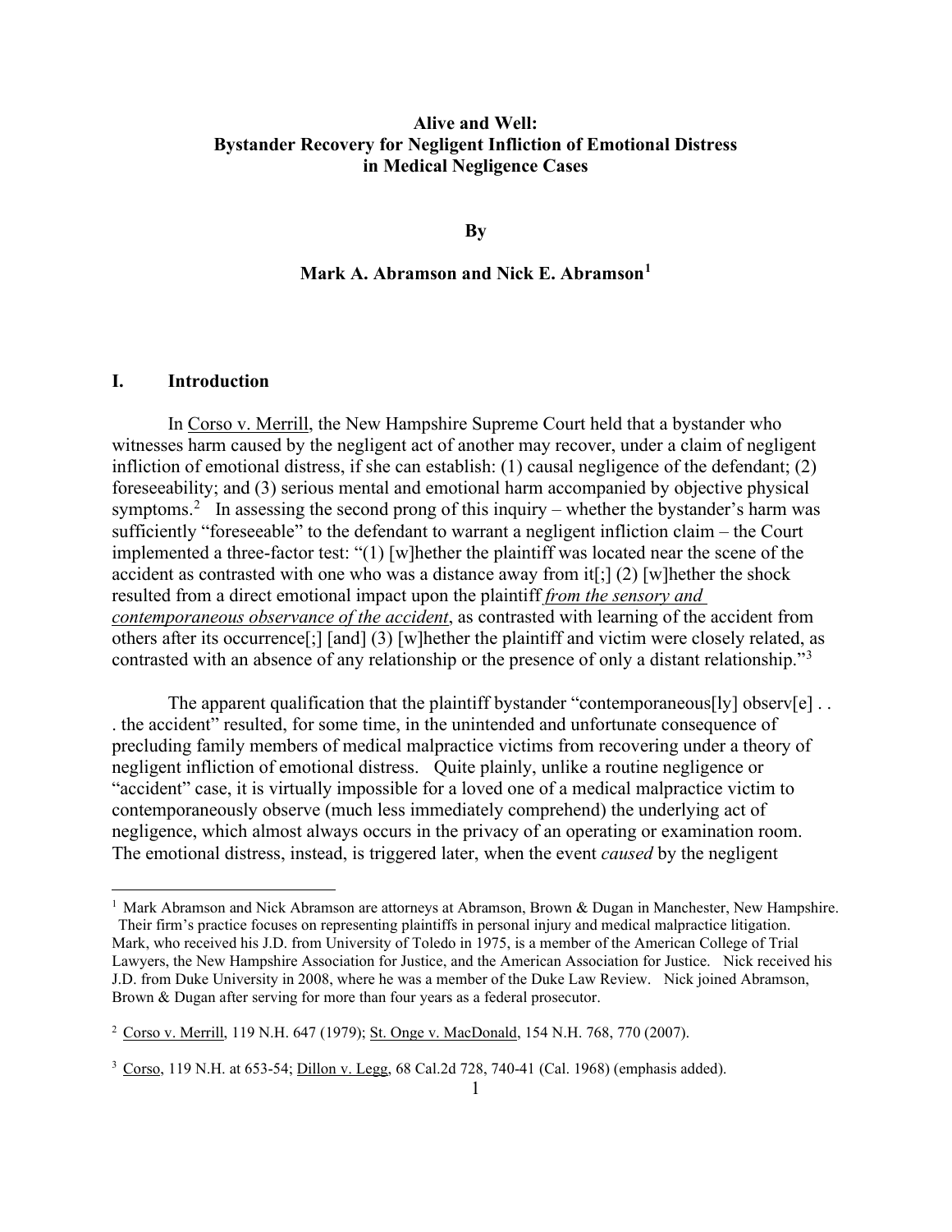# Alive and Well: Bystander Recovery for Negligent Infliction of Emotional Distress in Medical Negligence Cases

**By**

**Mark A. Abramson and Nick E. Abramson[1]**

## I. Introduction

In Corso v. Merrill, the New Hampshire Supreme Court held that a bystander who witnesses harm caused by the negligent act of another may recover, under a claim of negligent infliction of emotional distress, if she can establish: (1) causal negligence of the defendant; (2) foreseeability; and (3) serious mental and emotional harm accompanied by objective physical symptoms.[2] In assessing the second prong of this inquiry – whether the bystander's harm was sufficiently "foreseeable" to the defendant to warrant a negligent infliction claim – the Court implemented a three-factor test: "(1) [w]hether the plaintiff was located near the scene of the accident as contrasted with one who was a distance away from it[;] (2) [w]hether the shock resulted from a direct emotional impact upon the plaintiff ***from the sensory and contemporaneous observation of the accident***, as contrasted with learning of the accident from others after its occurrence[;] [and] (3) [w]hether the plaintiff and victim were closely related, as contrasted with an absence of any relationship or the presence of only a distant relationship."[3]

The apparent qualification that the plaintiff bystander "contemporaneous[ly] observ[e] . . . the accident" resulted, for some time, in the unintended and unfortunate consequence of precluding family members of medical malpractice victims from recovering under a theory of negligent infliction of emotional distress. Quite plainly, unlike a routine negligence or "accident" case, it is virtually impossible for a loved one of a medical malpractice victim to contemporaneously observe (much less immediately comprehend) the underlying act of negligence, which almost always occurs in the privacy of an operating or examination room. The emotional distress, instead, is triggered later, when the event *caused* by the negligent

---

[1] Mark Abramson and Nick Abramson are attorneys at Abramson, Brown & Dugan in Manchester, New Hampshire. Their firm's practice focuses on representing plaintiffs in personal injury and medical malpractice litigation. Mark, who received his J.D. from University of Toledo in 1975, is a member of the American College of Trial Lawyers, the New Hampshire Association for Justice, and the American Association for Justice. Nick received his J.D. from Duke University in 2008, where he was a member of the Duke Law Review. Nick joined Abramson, Brown & Dugan after serving for more than four years as a federal prosecutor.

[2] Corso v. Merrill, 119 N.H. 647 (1979); St. Onge v. MacDonald, 154 N.H. 768, 770 (2007).

[3] Corso, 119 N.H. at 653-54; Dillon v. Legg, 68 Cal.2d 728, 740-41 (Cal. 1968) (emphasis added).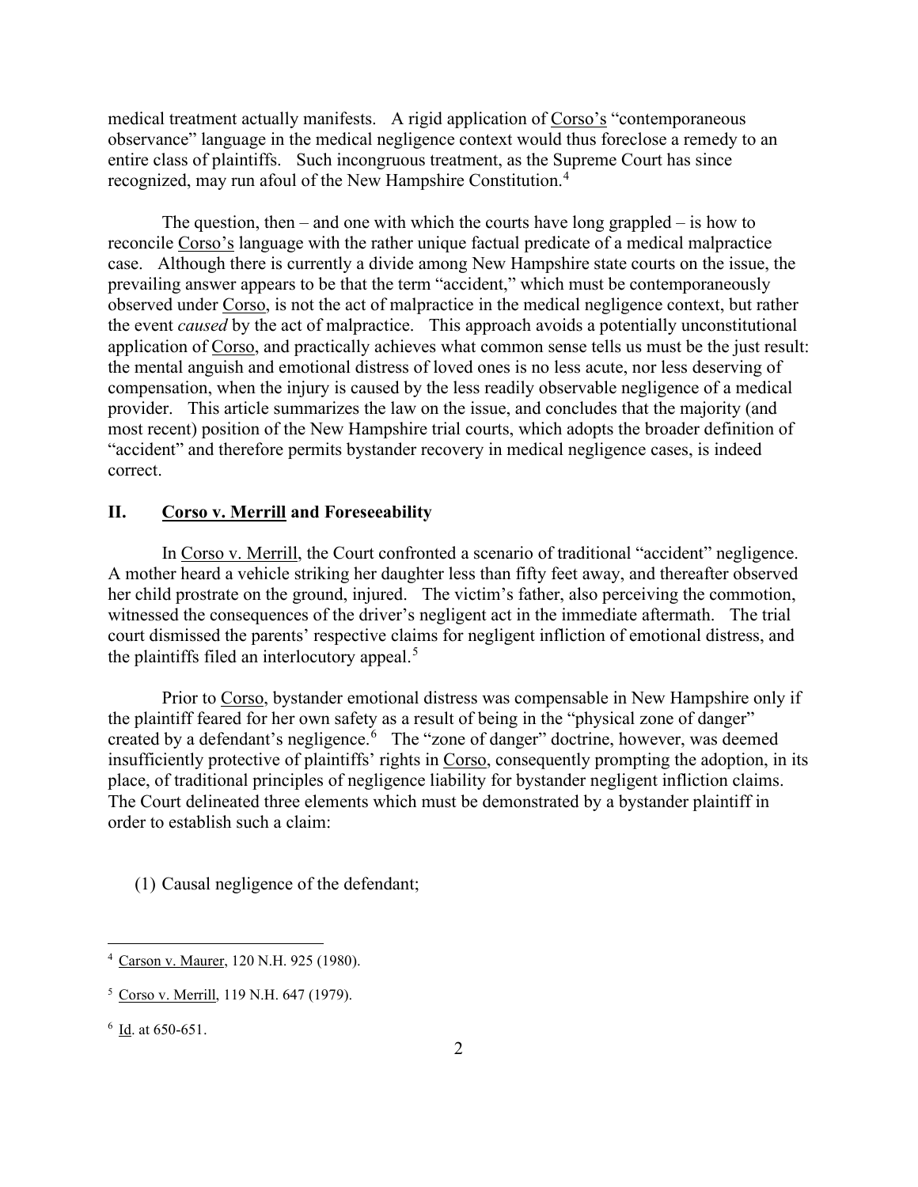medical treatment actually manifests. A rigid application of Corso's "contemporaneous observance" language in the medical negligence context would thus foreclose a remedy to an entire class of plaintiffs. Such incongruous treatment, as the Supreme Court has since recognized, may run afoul of the New Hampshire Constitution.[4]

The question, then – and one with which the courts have long grappled – is how to reconcile Corso's language with the rather unique factual predicate of a medical malpractice case. Although there is currently a divide among New Hampshire state courts on the issue, the prevailing answer appears to be that the term "accident," which must be contemporaneously observed under Corso, is not the act of malpractice in the medical negligence context, but rather the event *caused* by the act of malpractice. This approach avoids a potentially unconstitutional application of Corso, and practically achieves what common sense tells us must be the just result: the mental anguish and emotional distress of loved ones is no less acute, nor less deserving of compensation, when the injury is caused by the less readily observable negligence of a medical provider. This article summarizes the law on the issue, and concludes that the majority (and most recent) position of the New Hampshire trial courts, which adopts the broader definition of "accident" and therefore permits bystander recovery in medical negligence cases, is indeed correct.

## II. Corso v. Merrill and Foreseeability

In Corso v. Merrill, the Court confronted a scenario of traditional "accident" negligence. A mother heard a vehicle striking her daughter less than fifty feet away, and thereafter observed her child prostrate on the ground, injured. The victim's father, also perceiving the commotion, witnessed the consequences of the driver's negligent act in the immediate aftermath. The trial court dismissed the parents' respective claims for negligent infliction of emotional distress, and the plaintiffs filed an interlocutory appeal.[5]

Prior to Corso, bystander emotional distress was compensable in New Hampshire only if the plaintiff feared for her own safety as a result of being in the "physical zone of danger" created by a defendant's negligence.[6] The "zone of danger" doctrine, however, was deemed insufficiently protective of plaintiffs' rights in Corso, consequently prompting the adoption, in its place, of traditional principles of negligence liability for bystander negligent infliction claims. The Court delineated three elements which must be demonstrated by a bystander plaintiff in order to establish such a claim:

(1) Causal negligence of the defendant;

---

[4] Carson v. Maurer, 120 N.H. 925 (1980).

[5] Corso v. Merrill, 119 N.H. 647 (1979).

[6] Id. at 650-651.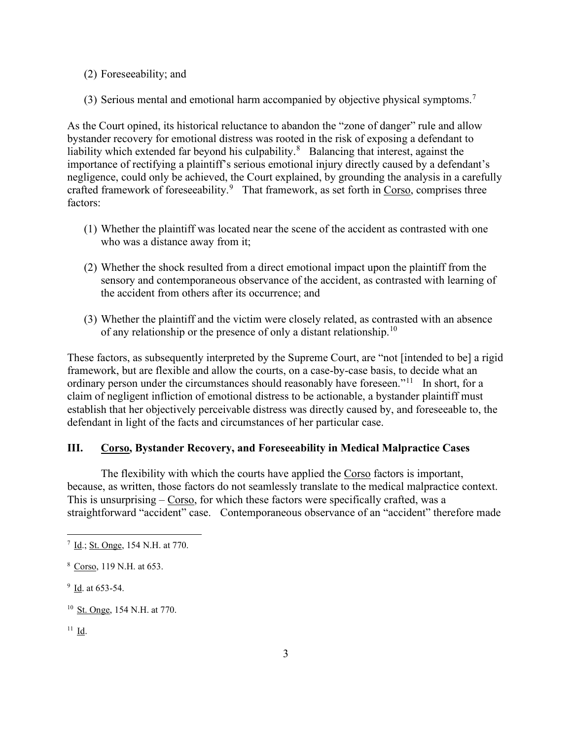(2) Foreseeability; and

(3) Serious mental and emotional harm accompanied by objective physical symptoms.[7]

As the Court opined, its historical reluctance to abandon the "zone of danger" rule and allow bystander recovery for emotional distress was rooted in the risk of exposing a defendant to liability which extended far beyond his culpability.[8] Balancing that interest, against the importance of rectifying a plaintiff's serious emotional injury directly caused by a defendant's negligence, could only be achieved, the Court explained, by grounding the analysis in a carefully crafted framework of foreseeability.[9] That framework, as set forth in Corso, comprises three factors:

(1) Whether the plaintiff was located near the scene of the accident as contrasted with one who was a distance away from it;

(2) Whether the shock resulted from a direct emotional impact upon the plaintiff from the sensory and contemporaneous observance of the accident, as contrasted with learning of the accident from others after its occurrence; and

(3) Whether the plaintiff and the victim were closely related, as contrasted with an absence of any relationship or the presence of only a distant relationship.[10]

These factors, as subsequently interpreted by the Supreme Court, are "not [intended to be] a rigid framework, but are flexible and allow the courts, on a case-by-case basis, to decide what an ordinary person under the circumstances should reasonably have foreseen."[11] In short, for a claim of negligent infliction of emotional distress to be actionable, a bystander plaintiff must establish that her objectively perceivable distress was directly caused by, and foreseeable to, the defendant in light of the facts and circumstances of her particular case.

## III. Corso, Bystander Recovery, and Foreseeability in Medical Malpractice Cases

The flexibility with which the courts have applied the Corso factors is important, because, as written, those factors do not seamlessly translate to the medical malpractice context. This is unsurprising – Corso, for which these factors were specifically crafted, was a straightforward "accident" case. Contemporaneous observance of an "accident" therefore made

---

[7] Id.; St. Onge, 154 N.H. at 770.

[8] Corso, 119 N.H. at 653.

[9] Id. at 653-54.

[10] St. Onge, 154 N.H. at 770.

[11] Id.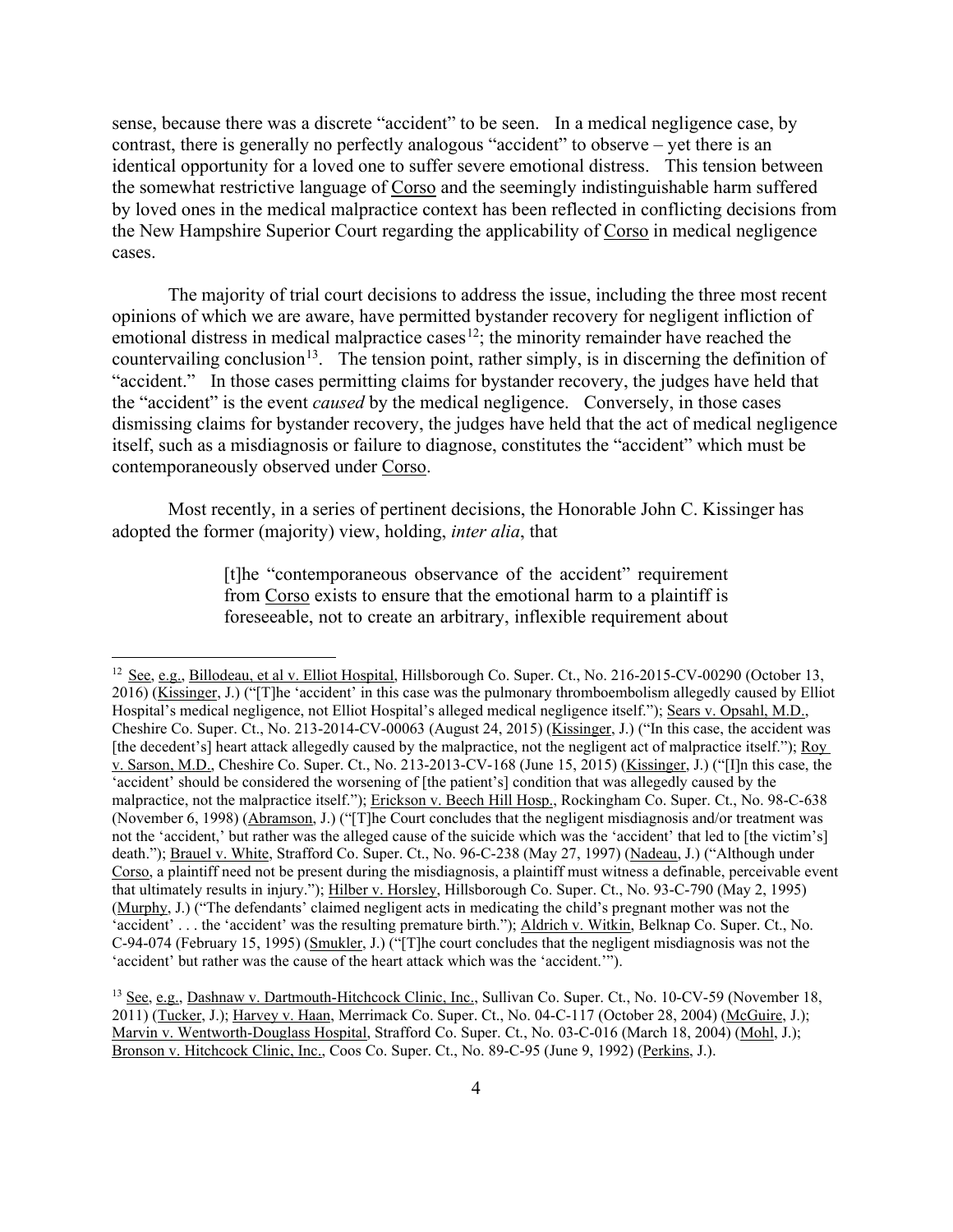sense, because there was a discrete "accident" to be seen. In a medical negligence case, by contrast, there is generally no perfectly analogous "accident" to observe – yet there is an identical opportunity for a loved one to suffer severe emotional distress. This tension between the somewhat restrictive language of Corso and the seemingly indistinguishable harm suffered by loved ones in the medical malpractice context has been reflected in conflicting decisions from the New Hampshire Superior Court regarding the applicability of Corso in medical negligence cases.

The majority of trial court decisions to address the issue, including the three most recent opinions of which we are aware, have permitted bystander recovery for negligent infliction of emotional distress in medical malpractice cases[12]; the minority remainder have reached the countervailing conclusion[13]. The tension point, rather simply, is in discerning the definition of "accident." In those cases permitting claims for bystander recovery, the judges have held that the "accident" is the event *caused* by the medical negligence. Conversely, in those cases dismissing claims for bystander recovery, the judges have held that the act of medical negligence itself, such as a misdiagnosis or failure to diagnose, constitutes the "accident" which must be contemporaneously observed under Corso.

Most recently, in a series of pertinent decisions, the Honorable John C. Kissinger has adopted the former (majority) view, holding, *inter alia*, that

> [t]he "contemporaneous observance of the accident" requirement from Corso exists to ensure that the emotional harm to a plaintiff is foreseeable, not to create an arbitrary, inflexible requirement about

---

[12] See, e.g., Billodeau, et al v. Elliot Hospital, Hillsborough Co. Super. Ct., No. 216-2015-CV-00290 (October 13, 2016) (Kissinger, J.) ("[T]he 'accident' in this case was the pulmonary thromboembolism allegedly caused by Elliot Hospital's medical negligence, not Elliot Hospital's alleged medical negligence itself."); Sears v. Opsahl, M.D., Cheshire Co. Super. Ct., No. 213-2014-CV-00063 (August 24, 2015) (Kissinger, J.) ("In this case, the accident was [the decedent's] heart attack allegedly caused by the malpractice, not the negligent act of malpractice itself."); Roy v. Sarson, M.D., Cheshire Co. Super. Ct., No. 213-2013-CV-168 (June 15, 2015) (Kissinger, J.) ("[I]n this case, the 'accident' should be considered the worsening of [the patient's] condition that was allegedly caused by the malpractice, not the malpractice itself."); Erickson v. Beech Hill Hosp., Rockingham Co. Super. Ct., No. 98-C-638 (November 6, 1998) (Abramson, J.) ("[T]he Court concludes that the negligent misdiagnosis and/or treatment was not the 'accident,' but rather was the alleged cause of the suicide which was the 'accident' that led to [the victim's] death."); Brauel v. White, Strafford Co. Super. Ct., No. 96-C-238 (May 27, 1997) (Nadeau, J.) ("Although under Corso, a plaintiff need not be present during the misdiagnosis, a plaintiff must witness a definable, perceivable event that ultimately results in injury."); Hilber v. Horsley, Hillsborough Co. Super. Ct., No. 93-C-790 (May 2, 1995) (Murphy, J.) ("The defendants' claimed negligent acts in medicating the child's pregnant mother was not the 'accident' . . . the 'accident' was the resulting premature birth."); Aldrich v. Witkin, Belknap Co. Super. Ct., No. C-94-074 (February 15, 1995) (Smukler, J.) ("[T]he court concludes that the negligent misdiagnosis was not the 'accident' but rather was the cause of the heart attack which was the 'accident.'").

[13] See, e.g., Dashnaw v. Dartmouth-Hitchcock Clinic, Inc., Sullivan Co. Super. Ct., No. 10-CV-59 (November 18, 2011) (Tucker, J.); Harvey v. Haan, Merrimack Co. Super. Ct., No. 04-C-117 (October 28, 2004) (McGuire, J.); Marvin v. Wentworth-Douglass Hospital, Strafford Co. Super. Ct., No. 03-C-016 (March 18, 2004) (Mohl, J.); Bronson v. Hitchcock Clinic, Inc., Coos Co. Super. Ct., No. 89-C-95 (June 9, 1992) (Perkins, J.).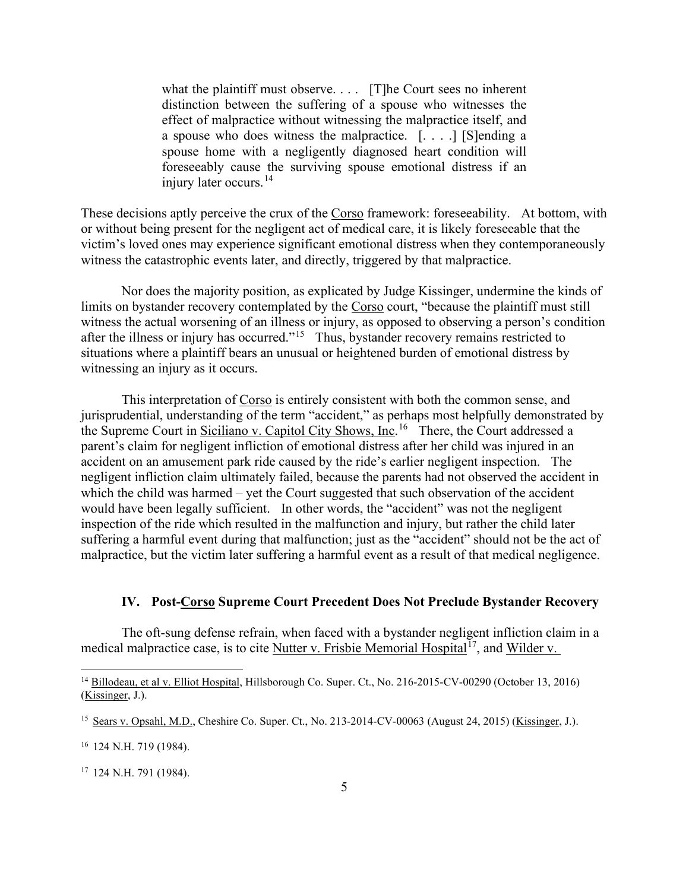> what the plaintiff must observe. . . . [T]he Court sees no inherent distinction between the suffering of a spouse who witnesses the effect of malpractice without witnessing the malpractice itself, and a spouse who does witness the malpractice. [. . . .] [S]ending a spouse home with a negligently diagnosed heart condition will foreseeably cause the surviving spouse emotional distress if an injury later occurs.[14]

These decisions aptly perceive the crux of the Corso framework: foreseeability. At bottom, with or without being present for the negligent act of medical care, it is likely foreseeable that the victim's loved ones may experience significant emotional distress when they contemporaneously witness the catastrophic events later, and directly, triggered by that malpractice.

Nor does the majority position, as explicated by Judge Kissinger, undermine the kinds of limits on bystander recovery contemplated by the Corso court, "because the plaintiff must still witness the actual worsening of an illness or injury, as opposed to observing a person's condition after the illness or injury has occurred."[15] Thus, bystander recovery remains restricted to situations where a plaintiff bears an unusual or heightened burden of emotional distress by witnessing an injury as it occurs.

This interpretation of Corso is entirely consistent with both the common sense, and jurisprudential, understanding of the term "accident," as perhaps most helpfully demonstrated by the Supreme Court in Siciliano v. Capitol City Shows, Inc.[16] There, the Court addressed a parent's claim for negligent infliction of emotional distress after her child was injured in an accident on an amusement park ride caused by the ride's earlier negligent inspection. The negligent infliction claim ultimately failed, because the parents had not observed the accident in which the child was harmed – yet the Court suggested that such observation of the accident would have been legally sufficient. In other words, the "accident" was not the negligent inspection of the ride which resulted in the malfunction and injury, but rather the child later suffering a harmful event during that malfunction; just as the "accident" should not be the act of malpractice, but the victim later suffering a harmful event as a result of that medical negligence.

### IV. Post-Corso Supreme Court Precedent Does Not Preclude Bystander Recovery

The oft-sung defense refrain, when faced with a bystander negligent infliction claim in a medical malpractice case, is to cite Nutter v. Frisbie Memorial Hospital[17], and Wilder v.

---

[14] Billodeau, et al v. Elliot Hospital, Hillsborough Co. Super. Ct., No. 216-2015-CV-00290 (October 13, 2016) (Kissinger, J.).

[15] Sears v. Opsahl, M.D., Cheshire Co. Super. Ct., No. 213-2014-CV-00063 (August 24, 2015) (Kissinger, J.).

[16] 124 N.H. 719 (1984).

[17] 124 N.H. 791 (1984).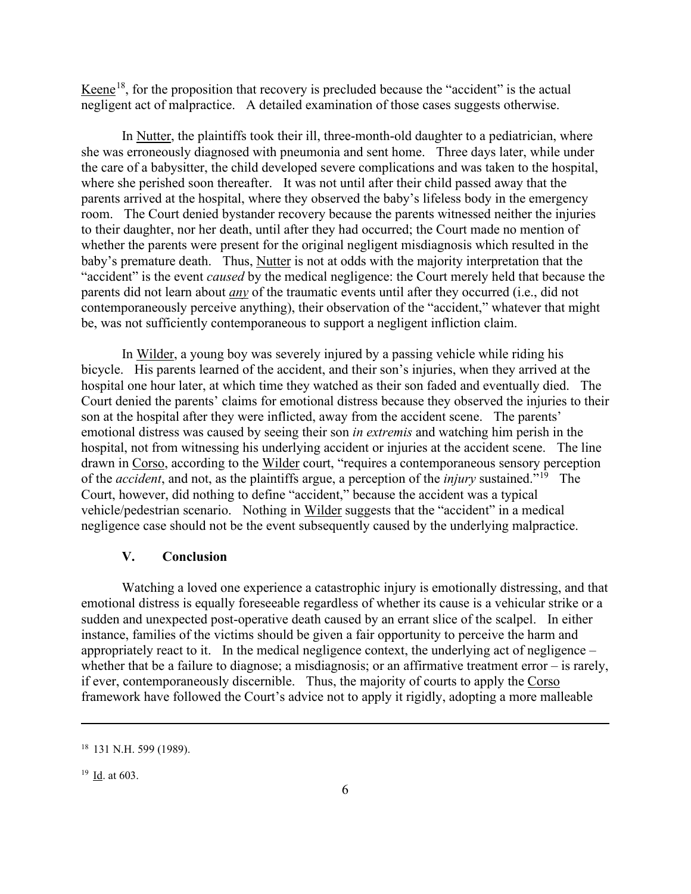Keene[18], for the proposition that recovery is precluded because the "accident" is the actual negligent act of malpractice. A detailed examination of those cases suggests otherwise.

In Nutter, the plaintiffs took their ill, three-month-old daughter to a pediatrician, where she was erroneously diagnosed with pneumonia and sent home. Three days later, while under the care of a babysitter, the child developed severe complications and was taken to the hospital, where she perished soon thereafter. It was not until after their child passed away that the parents arrived at the hospital, where they observed the baby's lifeless body in the emergency room. The Court denied bystander recovery because the parents witnessed neither the injuries to their daughter, nor her death, until after they had occurred; the Court made no mention of whether the parents were present for the original negligent misdiagnosis which resulted in the baby's premature death. Thus, Nutter is not at odds with the majority interpretation that the "accident" is the event *caused* by the medical negligence: the Court merely held that because the parents did not learn about ***any*** of the traumatic events until after they occurred (i.e., did not contemporaneously perceive anything), their observation of the "accident," whatever that might be, was not sufficiently contemporaneous to support a negligent infliction claim.

In Wilder, a young boy was severely injured by a passing vehicle while riding his bicycle. His parents learned of the accident, and their son's injuries, when they arrived at the hospital one hour later, at which time they watched as their son faded and eventually died. The Court denied the parents' claims for emotional distress because they observed the injuries to their son at the hospital after they were inflicted, away from the accident scene. The parents' emotional distress was caused by seeing their son *in extremis* and watching him perish in the hospital, not from witnessing his underlying accident or injuries at the accident scene. The line drawn in Corso, according to the Wilder court, "requires a contemporaneous sensory perception of the *accident*, and not, as the plaintiffs argue, a perception of the *injury* sustained."[19] The Court, however, did nothing to define "accident," because the accident was a typical vehicle/pedestrian scenario. Nothing in Wilder suggests that the "accident" in a medical negligence case should not be the event subsequently caused by the underlying malpractice.

## V. Conclusion

Watching a loved one experience a catastrophic injury is emotionally distressing, and that emotional distress is equally foreseeable regardless of whether its cause is a vehicular strike or a sudden and unexpected post-operative death caused by an errant slice of the scalpel. In either instance, families of the victims should be given a fair opportunity to perceive the harm and appropriately react to it. In the medical negligence context, the underlying act of negligence – whether that be a failure to diagnose; a misdiagnosis; or an affirmative treatment error – is rarely, if ever, contemporaneously discernible. Thus, the majority of courts to apply the Corso framework have followed the Court's advice not to apply it rigidly, adopting a more malleable

---

[18] 131 N.H. 599 (1989).

[19] Id. at 603.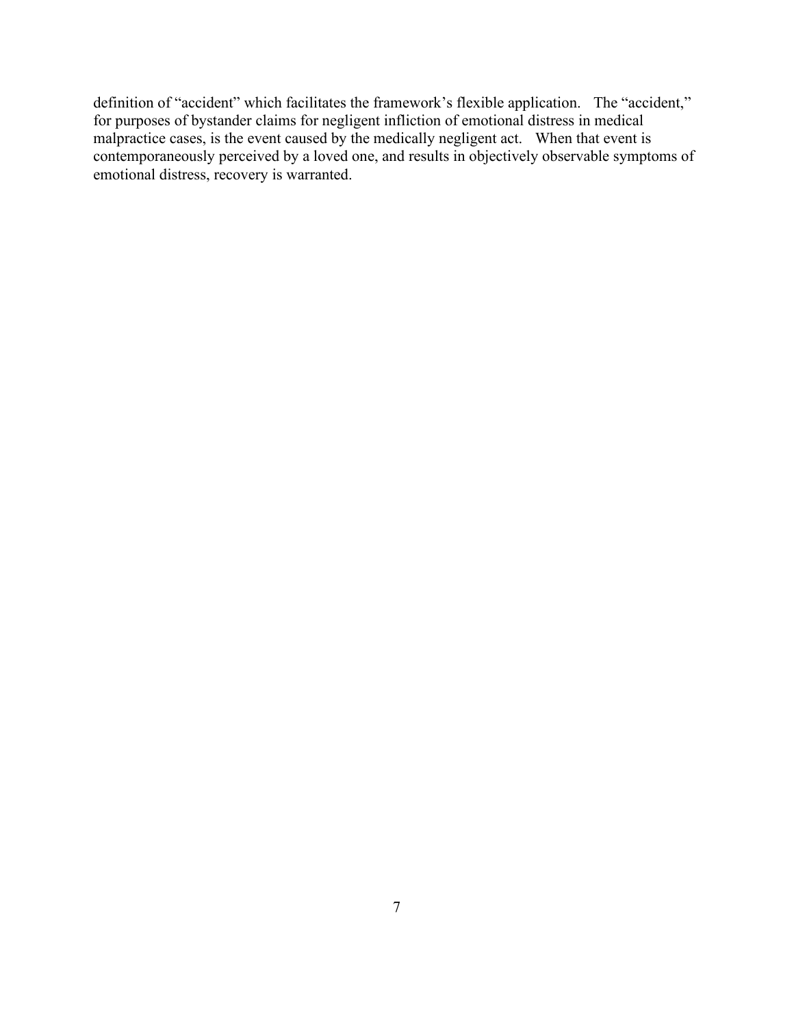definition of "accident" which facilitates the framework's flexible application. The "accident," for purposes of bystander claims for negligent infliction of emotional distress in medical malpractice cases, is the event caused by the medically negligent act. When that event is contemporaneously perceived by a loved one, and results in objectively observable symptoms of emotional distress, recovery is warranted.